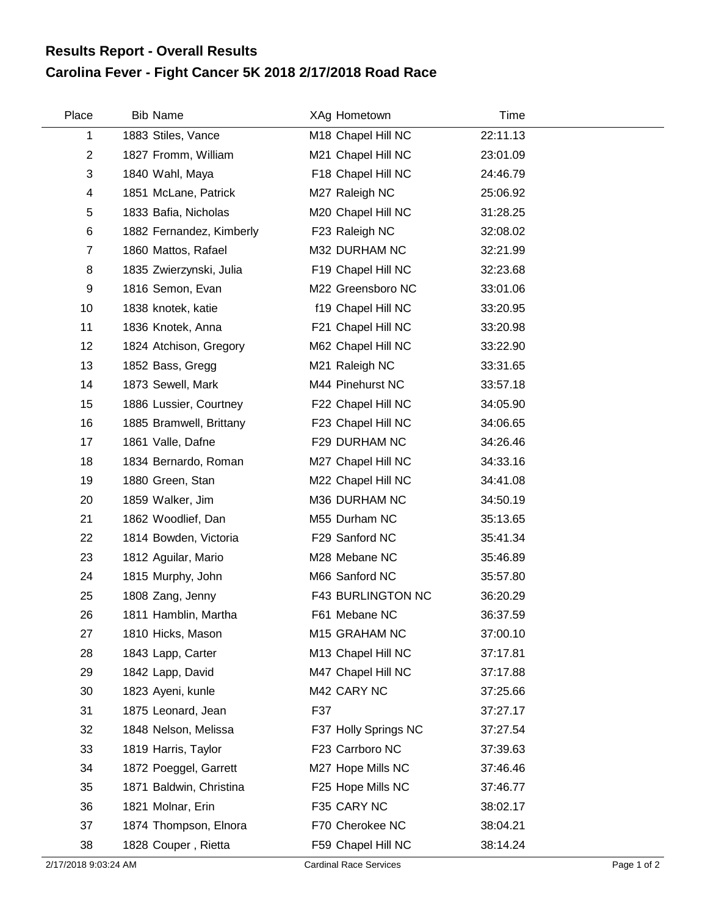# Results Report - Overall Results

## Carolina Fever - Fight Cancer 5K 2018 2/17/2018 Road Race

| Place | Bib | Name | XAg | Hometown | Time |
|---|---|---|---|---|---|
| 1 | 1883 | Stiles, Vance | M18 | Chapel Hill NC | 22:11.13 |
| 2 | 1827 | Fromm, William | M21 | Chapel Hill NC | 23:01.09 |
| 3 | 1840 | Wahl, Maya | F18 | Chapel Hill NC | 24:46.79 |
| 4 | 1851 | McLane, Patrick | M27 | Raleigh NC | 25:06.92 |
| 5 | 1833 | Bafia, Nicholas | M20 | Chapel Hill NC | 31:28.25 |
| 6 | 1882 | Fernandez, Kimberly | F23 | Raleigh NC | 32:08.02 |
| 7 | 1860 | Mattos, Rafael | M32 | DURHAM NC | 32:21.99 |
| 8 | 1835 | Zwierzynski, Julia | F19 | Chapel Hill NC | 32:23.68 |
| 9 | 1816 | Semon, Evan | M22 | Greensboro NC | 33:01.06 |
| 10 | 1838 | knotek, katie | f19 | Chapel Hill NC | 33:20.95 |
| 11 | 1836 | Knotek, Anna | F21 | Chapel Hill NC | 33:20.98 |
| 12 | 1824 | Atchison, Gregory | M62 | Chapel Hill NC | 33:22.90 |
| 13 | 1852 | Bass, Gregg | M21 | Raleigh NC | 33:31.65 |
| 14 | 1873 | Sewell, Mark | M44 | Pinehurst NC | 33:57.18 |
| 15 | 1886 | Lussier, Courtney | F22 | Chapel Hill NC | 34:05.90 |
| 16 | 1885 | Bramwell, Brittany | F23 | Chapel Hill NC | 34:06.65 |
| 17 | 1861 | Valle, Dafne | F29 | DURHAM NC | 34:26.46 |
| 18 | 1834 | Bernardo, Roman | M27 | Chapel Hill NC | 34:33.16 |
| 19 | 1880 | Green, Stan | M22 | Chapel Hill NC | 34:41.08 |
| 20 | 1859 | Walker, Jim | M36 | DURHAM NC | 34:50.19 |
| 21 | 1862 | Woodlief, Dan | M55 | Durham NC | 35:13.65 |
| 22 | 1814 | Bowden, Victoria | F29 | Sanford NC | 35:41.34 |
| 23 | 1812 | Aguilar, Mario | M28 | Mebane NC | 35:46.89 |
| 24 | 1815 | Murphy, John | M66 | Sanford NC | 35:57.80 |
| 25 | 1808 | Zang, Jenny | F43 | BURLINGTON NC | 36:20.29 |
| 26 | 1811 | Hamblin, Martha | F61 | Mebane NC | 36:37.59 |
| 27 | 1810 | Hicks, Mason | M15 | GRAHAM NC | 37:00.10 |
| 28 | 1843 | Lapp, Carter | M13 | Chapel Hill NC | 37:17.81 |
| 29 | 1842 | Lapp, David | M47 | Chapel Hill NC | 37:17.88 |
| 30 | 1823 | Ayeni, kunle | M42 | CARY NC | 37:25.66 |
| 31 | 1875 | Leonard, Jean | F37 | | 37:27.17 |
| 32 | 1848 | Nelson, Melissa | F37 | Holly Springs NC | 37:27.54 |
| 33 | 1819 | Harris, Taylor | F23 | Carrboro NC | 37:39.63 |
| 34 | 1872 | Poeggel, Garrett | M27 | Hope Mills NC | 37:46.46 |
| 35 | 1871 | Baldwin, Christina | F25 | Hope Mills NC | 37:46.77 |
| 36 | 1821 | Molnar, Erin | F35 | CARY NC | 38:02.17 |
| 37 | 1874 | Thompson, Elnora | F70 | Cherokee NC | 38:04.21 |
| 38 | 1828 | Couper , Rietta | F59 | Chapel Hill NC | 38:14.24 |

2/17/2018 9:03:24 AM Cardinal Race Services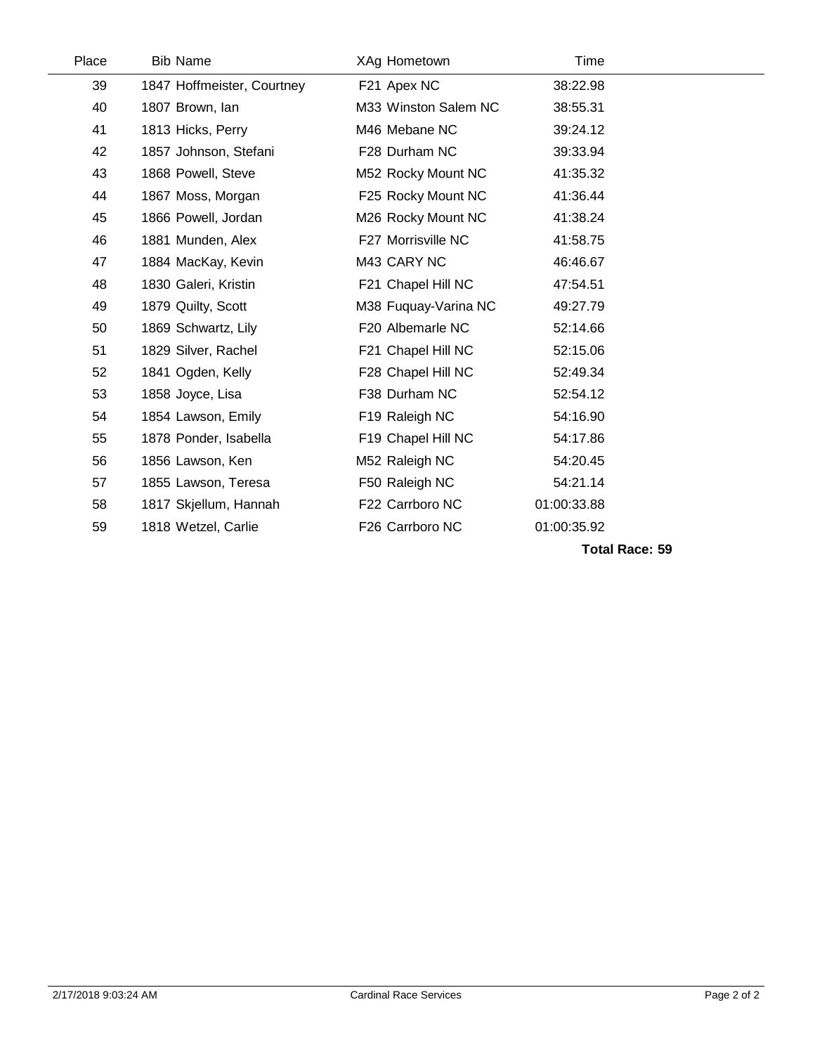| Place | Bib | Name | XAg | Hometown | Time |
|---|---|---|---|---|---|
| 39 | 1847 | Hoffmeister, Courtney | F21 | Apex NC | 38:22.98 |
| 40 | 1807 | Brown, Ian | M33 | Winston Salem NC | 38:55.31 |
| 41 | 1813 | Hicks, Perry | M46 | Mebane NC | 39:24.12 |
| 42 | 1857 | Johnson, Stefani | F28 | Durham NC | 39:33.94 |
| 43 | 1868 | Powell, Steve | M52 | Rocky Mount NC | 41:35.32 |
| 44 | 1867 | Moss, Morgan | F25 | Rocky Mount NC | 41:36.44 |
| 45 | 1866 | Powell, Jordan | M26 | Rocky Mount NC | 41:38.24 |
| 46 | 1881 | Munden, Alex | F27 | Morrisville NC | 41:58.75 |
| 47 | 1884 | MacKay, Kevin | M43 | CARY NC | 46:46.67 |
| 48 | 1830 | Galeri, Kristin | F21 | Chapel Hill NC | 47:54.51 |
| 49 | 1879 | Quilty, Scott | M38 | Fuquay-Varina NC | 49:27.79 |
| 50 | 1869 | Schwartz, Lily | F20 | Albemarle NC | 52:14.66 |
| 51 | 1829 | Silver, Rachel | F21 | Chapel Hill NC | 52:15.06 |
| 52 | 1841 | Ogden, Kelly | F28 | Chapel Hill NC | 52:49.34 |
| 53 | 1858 | Joyce, Lisa | F38 | Durham NC | 52:54.12 |
| 54 | 1854 | Lawson, Emily | F19 | Raleigh NC | 54:16.90 |
| 55 | 1878 | Ponder, Isabella | F19 | Chapel Hill NC | 54:17.86 |
| 56 | 1856 | Lawson, Ken | M52 | Raleigh NC | 54:20.45 |
| 57 | 1855 | Lawson, Teresa | F50 | Raleigh NC | 54:21.14 |
| 58 | 1817 | Skjellum, Hannah | F22 | Carrboro NC | 01:00:33.88 |
| 59 | 1818 | Wetzel, Carlie | F26 | Carrboro NC | 01:00:35.92 |

**Total Race: 59**